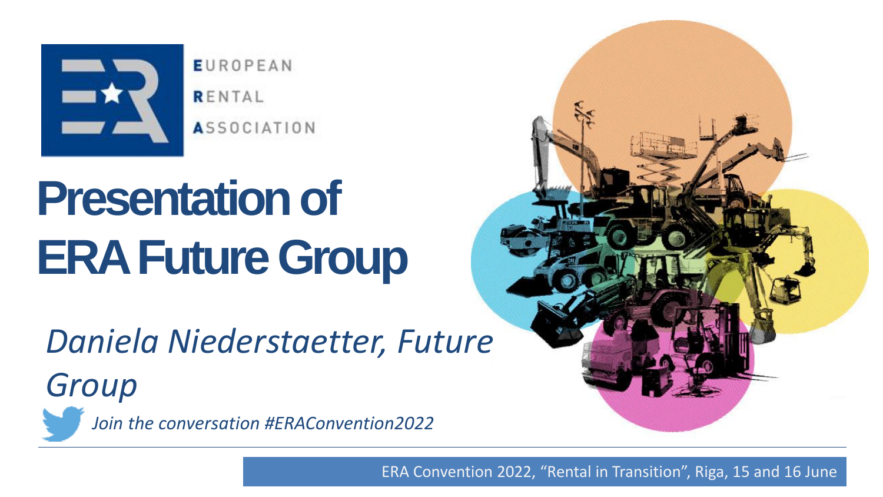EUROPEAN
RENTAL
ASSOCIATION

# Presentation of ERA Future Group

*Daniela Niederstaetter, Future Group*

*Join the conversation #ERAConvention2022*

ERA Convention 2022, “Rental in Transition”, Riga, 15 and 16 June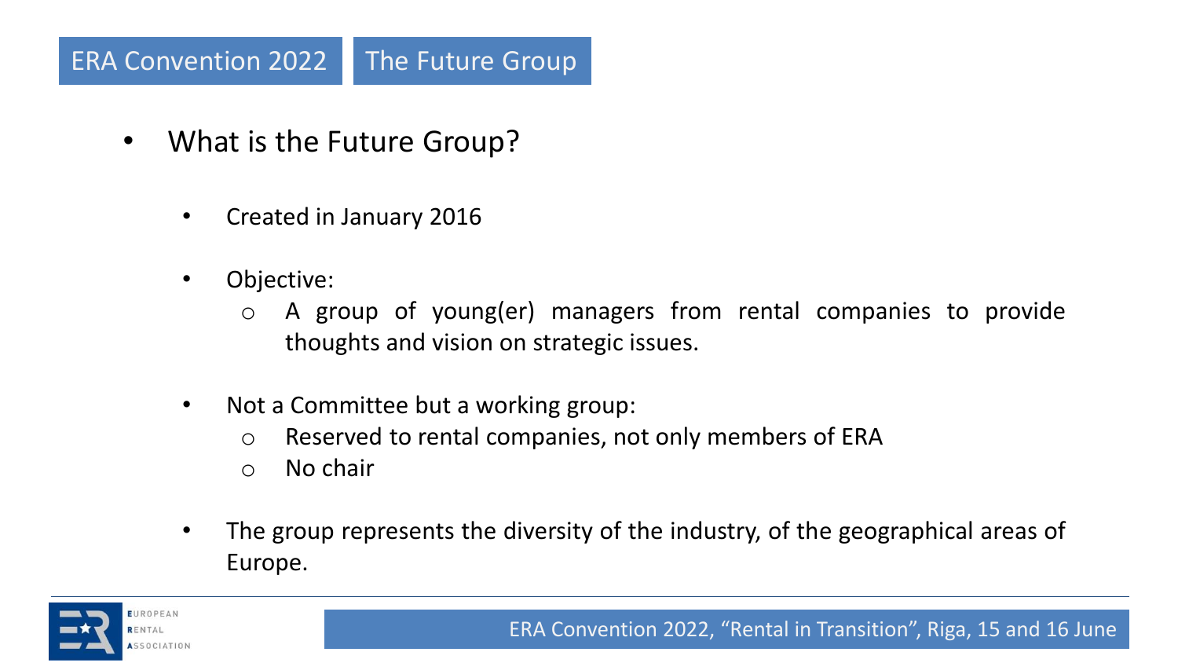ERA Convention 2022 | The Future Group

- What is the Future Group?
  - Created in January 2016
  - Objective:
    - A group of young(er) managers from rental companies to provide thoughts and vision on strategic issues.
  - Not a Committee but a working group:
    - Reserved to rental companies, not only members of ERA
    - No chair
  - The group represents the diversity of the industry, of the geographical areas of Europe.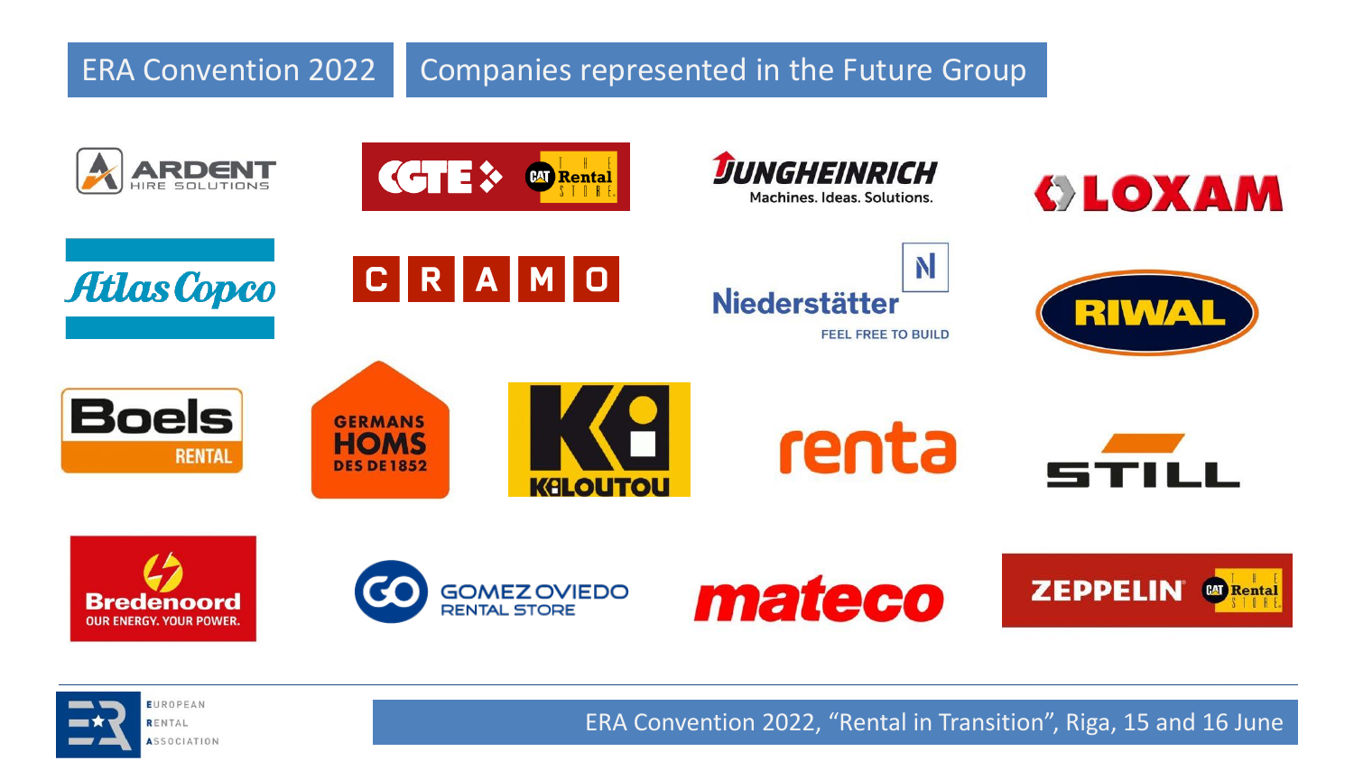# ERA Convention 2022 — Companies represented in the Future Group

ARDENT HIRE SOLUTIONS

CGTE – CAT The Rental Store

JUNGHEINRICH – Machines. Ideas. Solutions.

LOXAM

Atlas Copco

CRAMO

Niederstätter – FEEL FREE TO BUILD

RIWAL

Boels RENTAL

GERMANS HOMS DES DE 1852

KILOUTOU

renta

STILL

Bredenoord – OUR ENERGY. YOUR POWER.

GOMEZ OVIEDO RENTAL STORE

mateco

ZEPPELIN – CAT The Rental Store

ERA Convention 2022, "Rental in Transition", Riga, 15 and 16 June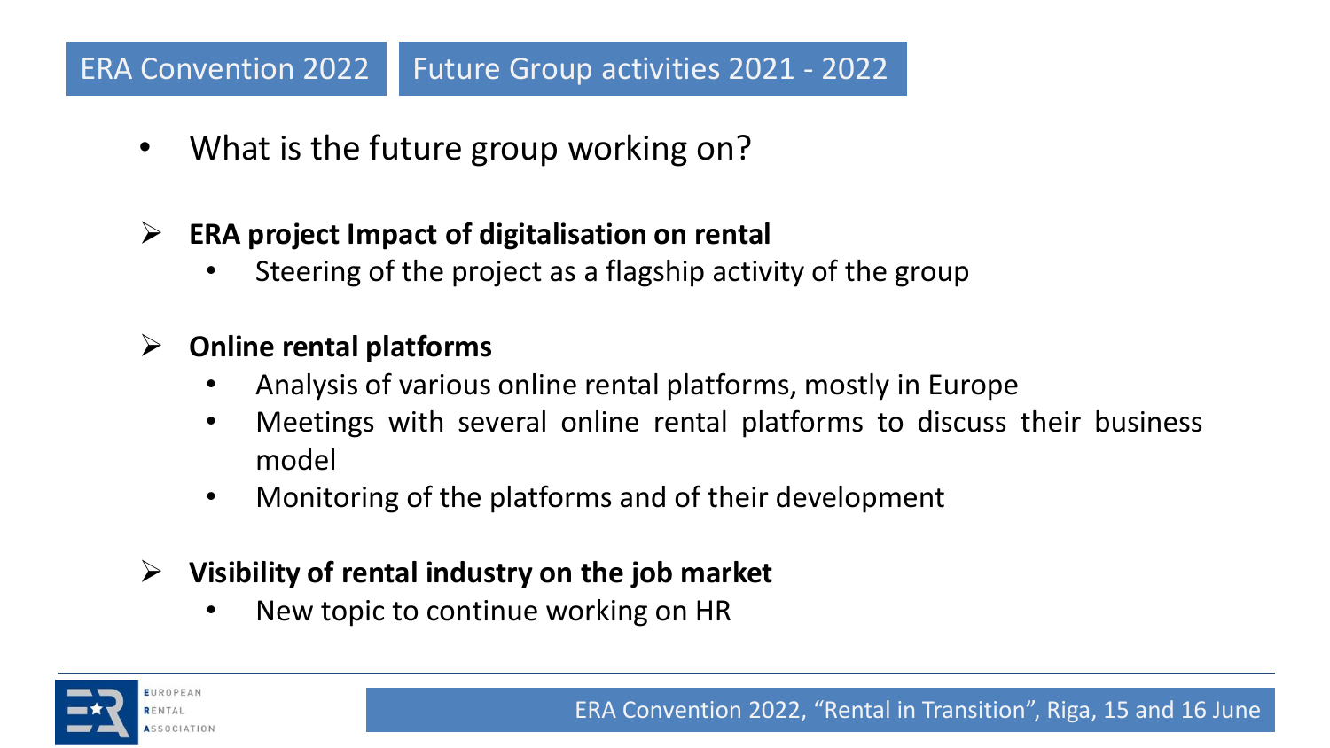ERA Convention 2022 | Future Group activities 2021 - 2022

- What is the future group working on?

- **ERA project Impact of digitalisation on rental**
  - Steering of the project as a flagship activity of the group

- **Online rental platforms**
  - Analysis of various online rental platforms, mostly in Europe
  - Meetings with several online rental platforms to discuss their business model
  - Monitoring of the platforms and of their development

- **Visibility of rental industry on the job market**
  - New topic to continue working on HR